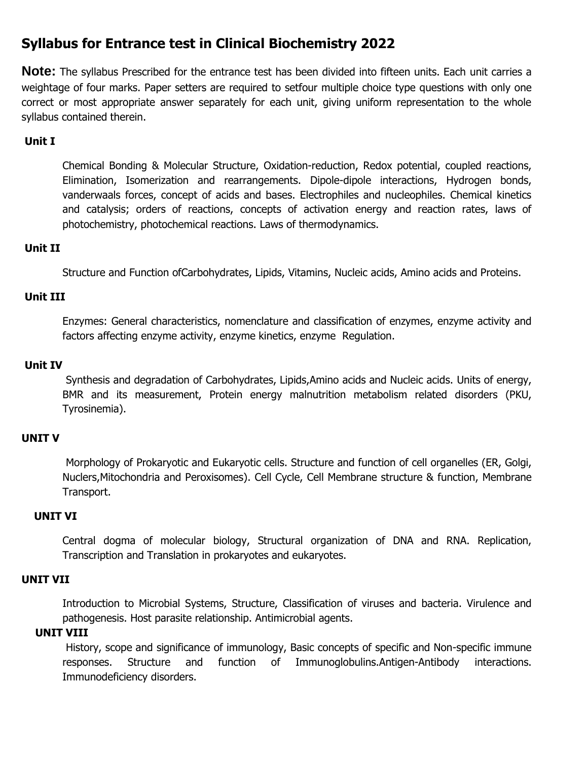# Syllabus for Entrance test in Clinical Biochemistry 2022

**Note:** The syllabus Prescribed for the entrance test has been divided into fifteen units. Each unit carries a weightage of four marks. Paper setters are required to setfour multiple choice type questions with only one correct or most appropriate answer separately for each unit, giving uniform representation to the whole syllabus contained therein.

**Unit I**

Chemical Bonding & Molecular Structure, Oxidation-reduction, Redox potential, coupled reactions, Elimination, Isomerization and rearrangements. Dipole-dipole interactions, Hydrogen bonds, vanderwaals forces, concept of acids and bases. Electrophiles and nucleophiles. Chemical kinetics and catalysis; orders of reactions, concepts of activation energy and reaction rates, laws of photochemistry, photochemical reactions. Laws of thermodynamics.

**Unit II**

Structure and Function ofCarbohydrates, Lipids, Vitamins, Nucleic acids, Amino acids and Proteins.

**Unit III**

Enzymes: General characteristics, nomenclature and classification of enzymes, enzyme activity and factors affecting enzyme activity, enzyme kinetics, enzyme Regulation.

**Unit IV**

Synthesis and degradation of Carbohydrates, Lipids,Amino acids and Nucleic acids. Units of energy, BMR and its measurement, Protein energy malnutrition metabolism related disorders (PKU, Tyrosinemia).

**UNIT V**

Morphology of Prokaryotic and Eukaryotic cells. Structure and function of cell organelles (ER, Golgi, Nuclers,Mitochondria and Peroxisomes). Cell Cycle, Cell Membrane structure & function, Membrane Transport.

**UNIT VI**

Central dogma of molecular biology, Structural organization of DNA and RNA. Replication, Transcription and Translation in prokaryotes and eukaryotes.

**UNIT VII**

Introduction to Microbial Systems, Structure, Classification of viruses and bacteria. Virulence and pathogenesis. Host parasite relationship. Antimicrobial agents.

**UNIT VIII**

History, scope and significance of immunology, Basic concepts of specific and Non-specific immune responses. Structure and function of Immunoglobulins.Antigen-Antibody interactions. Immunodeficiency disorders.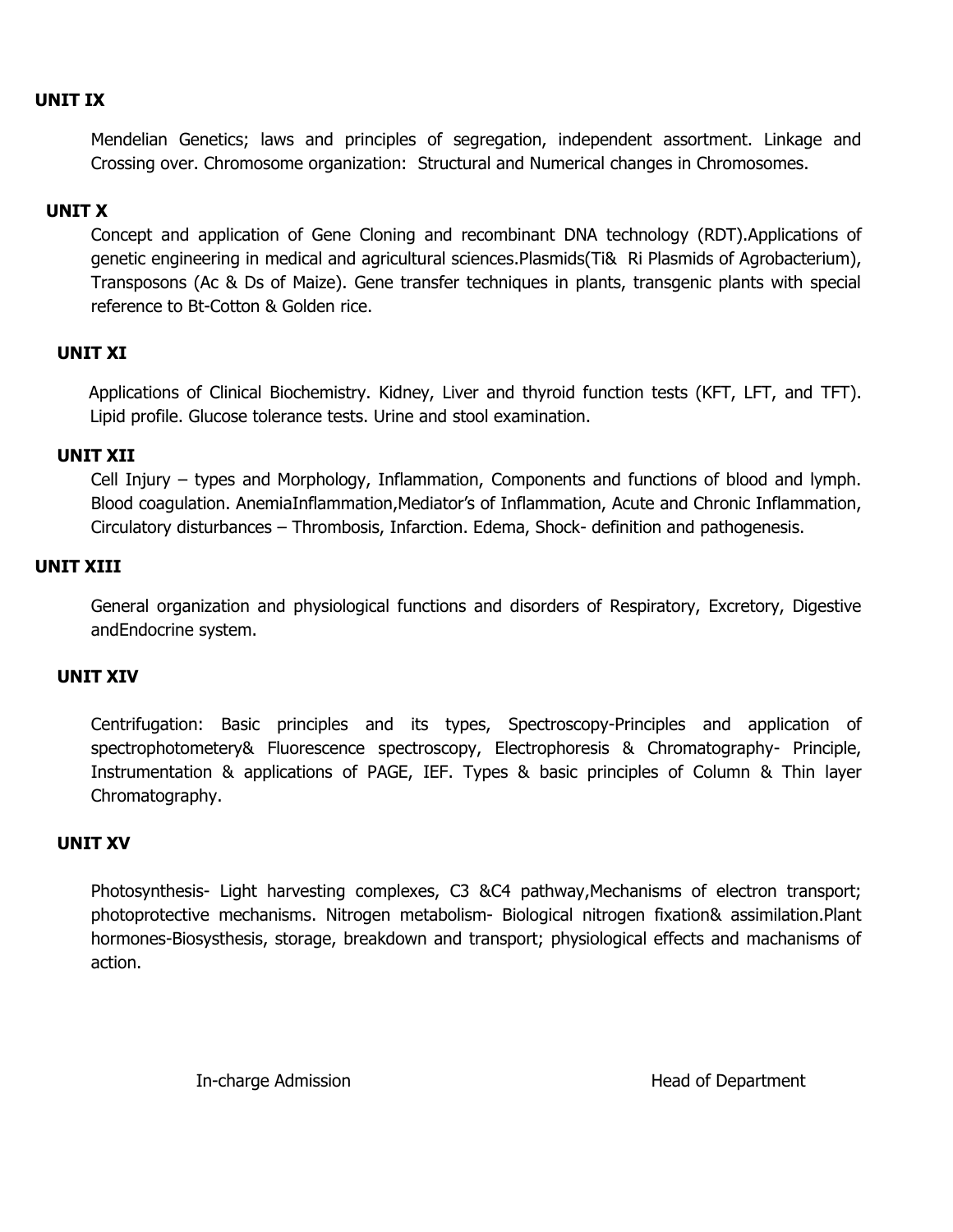## UNIT IX

Mendelian Genetics; laws and principles of segregation, independent assortment. Linkage and Crossing over. Chromosome organization: Structural and Numerical changes in Chromosomes.

## UNIT X

Concept and application of Gene Cloning and recombinant DNA technology (RDT).Applications of genetic engineering in medical and agricultural sciences.Plasmids(Ti& Ri Plasmids of Agrobacterium), Transposons (Ac & Ds of Maize). Gene transfer techniques in plants, transgenic plants with special reference to Bt-Cotton & Golden rice.

## UNIT XI

Applications of Clinical Biochemistry. Kidney, Liver and thyroid function tests (KFT, LFT, and TFT). Lipid profile. Glucose tolerance tests. Urine and stool examination.

## UNIT XII

Cell Injury – types and Morphology, Inflammation, Components and functions of blood and lymph. Blood coagulation. AnemiaInflammation,Mediator's of Inflammation, Acute and Chronic Inflammation, Circulatory disturbances – Thrombosis, Infarction. Edema, Shock- definition and pathogenesis.

## UNIT XIII

General organization and physiological functions and disorders of Respiratory, Excretory, Digestive andEndocrine system.

## UNIT XIV

Centrifugation: Basic principles and its types, Spectroscopy-Principles and application of spectrophotometery& Fluorescence spectroscopy, Electrophoresis & Chromatography- Principle, Instrumentation & applications of PAGE, IEF. Types & basic principles of Column & Thin layer Chromatography.

## UNIT XV

Photosynthesis- Light harvesting complexes, C3 &C4 pathway,Mechanisms of electron transport; photoprotective mechanisms. Nitrogen metabolism- Biological nitrogen fixation& assimilation.Plant hormones-Biosysthesis, storage, breakdown and transport; physiological effects and machanisms of action.

In-charge Admission

Head of Department